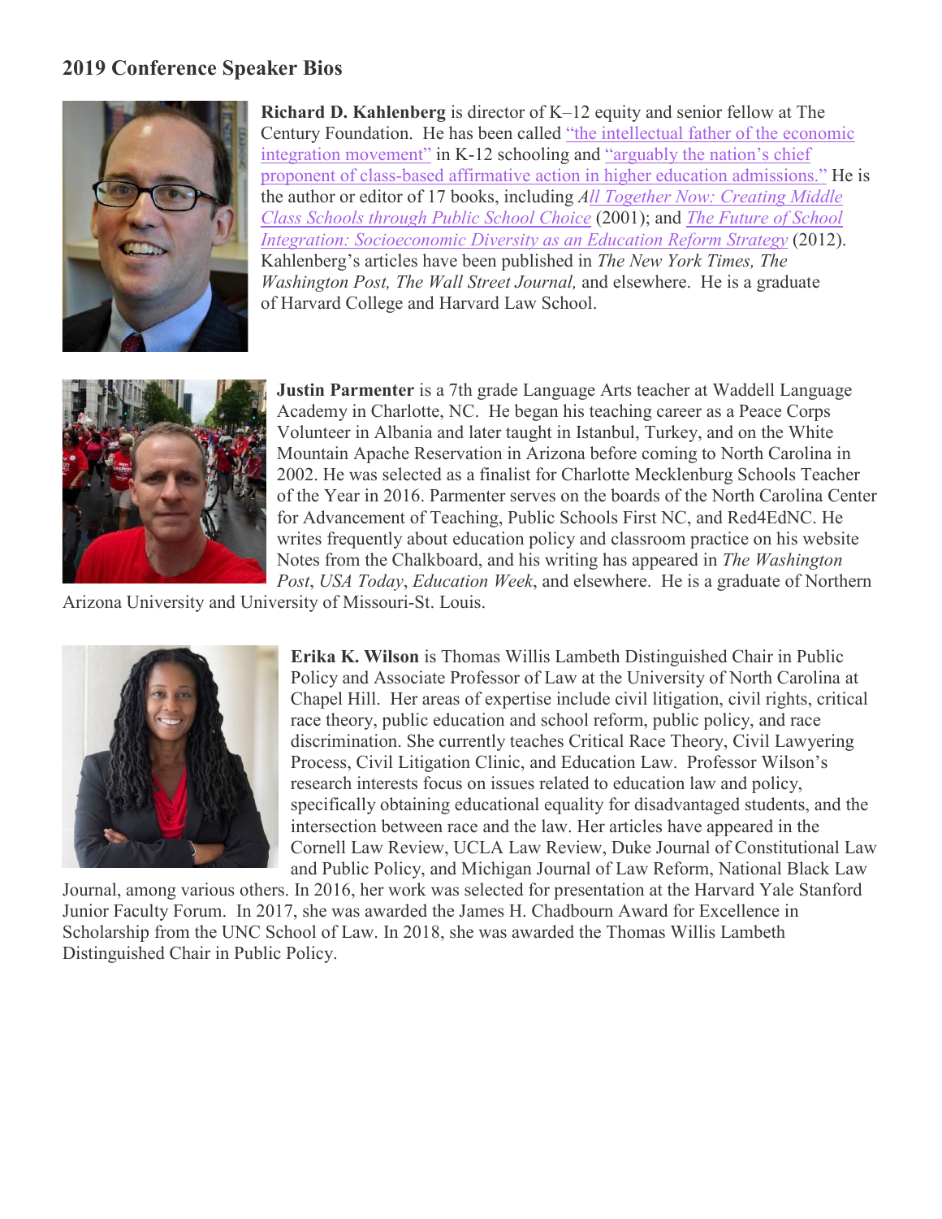## 2019 Conference Speaker Bios

**Richard D. Kahlenberg** is director of K–12 equity and senior fellow at The Century Foundation. He has been called "the intellectual father of the economic integration movement" in K-12 schooling and "arguably the nation's chief proponent of class-based affirmative action in higher education admissions." He is the author or editor of 17 books, including *All Together Now: Creating Middle Class Schools through Public School Choice* (2001); and *The Future of School Integration: Socioeconomic Diversity as an Education Reform Strategy* (2012). Kahlenberg's articles have been published in *The New York Times, The Washington Post, The Wall Street Journal,* and elsewhere. He is a graduate of Harvard College and Harvard Law School.

**Justin Parmenter** is a 7th grade Language Arts teacher at Waddell Language Academy in Charlotte, NC. He began his teaching career as a Peace Corps Volunteer in Albania and later taught in Istanbul, Turkey, and on the White Mountain Apache Reservation in Arizona before coming to North Carolina in 2002. He was selected as a finalist for Charlotte Mecklenburg Schools Teacher of the Year in 2016. Parmenter serves on the boards of the North Carolina Center for Advancement of Teaching, Public Schools First NC, and Red4EdNC. He writes frequently about education policy and classroom practice on his website Notes from the Chalkboard, and his writing has appeared in *The Washington Post*, *USA Today*, *Education Week*, and elsewhere. He is a graduate of Northern Arizona University and University of Missouri-St. Louis.

**Erika K. Wilson** is Thomas Willis Lambeth Distinguished Chair in Public Policy and Associate Professor of Law at the University of North Carolina at Chapel Hill. Her areas of expertise include civil litigation, civil rights, critical race theory, public education and school reform, public policy, and race discrimination. She currently teaches Critical Race Theory, Civil Lawyering Process, Civil Litigation Clinic, and Education Law. Professor Wilson's research interests focus on issues related to education law and policy, specifically obtaining educational equality for disadvantaged students, and the intersection between race and the law. Her articles have appeared in the Cornell Law Review, UCLA Law Review, Duke Journal of Constitutional Law and Public Policy, and Michigan Journal of Law Reform, National Black Law Journal, among various others. In 2016, her work was selected for presentation at the Harvard Yale Stanford Junior Faculty Forum. In 2017, she was awarded the James H. Chadbourn Award for Excellence in Scholarship from the UNC School of Law. In 2018, she was awarded the Thomas Willis Lambeth Distinguished Chair in Public Policy.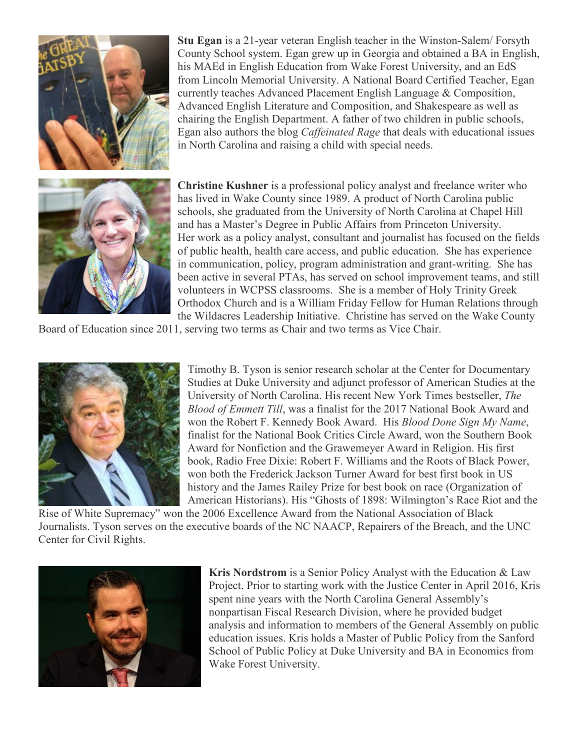**Stu Egan** is a 21-year veteran English teacher in the Winston-Salem/ Forsyth County School system. Egan grew up in Georgia and obtained a BA in English, his MAEd in English Education from Wake Forest University, and an EdS from Lincoln Memorial University. A National Board Certified Teacher, Egan currently teaches Advanced Placement English Language & Composition, Advanced English Literature and Composition, and Shakespeare as well as chairing the English Department. A father of two children in public schools, Egan also authors the blog *Caffeinated Rage* that deals with educational issues in North Carolina and raising a child with special needs.

**Christine Kushner** is a professional policy analyst and freelance writer who has lived in Wake County since 1989. A product of North Carolina public schools, she graduated from the University of North Carolina at Chapel Hill and has a Master's Degree in Public Affairs from Princeton University. Her work as a policy analyst, consultant and journalist has focused on the fields of public health, health care access, and public education. She has experience in communication, policy, program administration and grant-writing. She has been active in several PTAs, has served on school improvement teams, and still volunteers in WCPSS classrooms. She is a member of Holy Trinity Greek Orthodox Church and is a William Friday Fellow for Human Relations through the Wildacres Leadership Initiative. Christine has served on the Wake County Board of Education since 2011, serving two terms as Chair and two terms as Vice Chair.

Timothy B. Tyson is senior research scholar at the Center for Documentary Studies at Duke University and adjunct professor of American Studies at the University of North Carolina. His recent New York Times bestseller, *The Blood of Emmett Till*, was a finalist for the 2017 National Book Award and won the Robert F. Kennedy Book Award. His *Blood Done Sign My Name*, finalist for the National Book Critics Circle Award, won the Southern Book Award for Nonfiction and the Grawemeyer Award in Religion. His first book, Radio Free Dixie: Robert F. Williams and the Roots of Black Power, won both the Frederick Jackson Turner Award for best first book in US history and the James Railey Prize for best book on race (Organization of American Historians). His "Ghosts of 1898: Wilmington's Race Riot and the Rise of White Supremacy" won the 2006 Excellence Award from the National Association of Black Journalists. Tyson serves on the executive boards of the NC NAACP, Repairers of the Breach, and the UNC Center for Civil Rights.

**Kris Nordstrom** is a Senior Policy Analyst with the Education & Law Project. Prior to starting work with the Justice Center in April 2016, Kris spent nine years with the North Carolina General Assembly's nonpartisan Fiscal Research Division, where he provided budget analysis and information to members of the General Assembly on public education issues. Kris holds a Master of Public Policy from the Sanford School of Public Policy at Duke University and BA in Economics from Wake Forest University.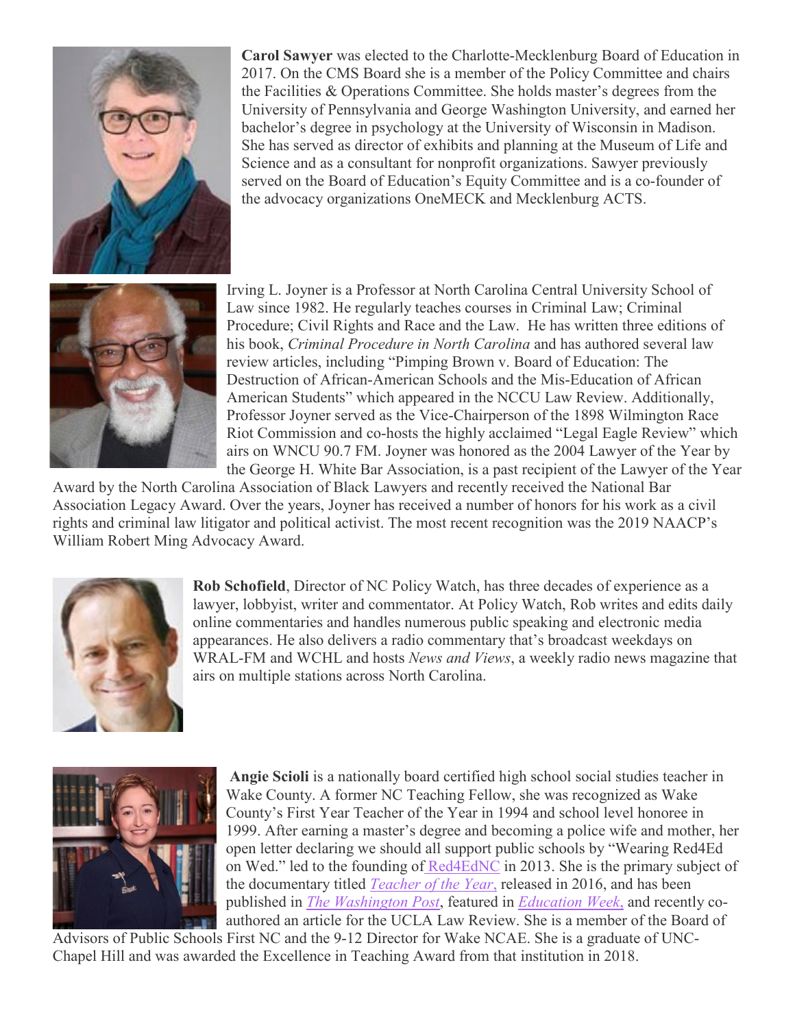**Carol Sawyer** was elected to the Charlotte-Mecklenburg Board of Education in 2017. On the CMS Board she is a member of the Policy Committee and chairs the Facilities & Operations Committee. She holds master's degrees from the University of Pennsylvania and George Washington University, and earned her bachelor's degree in psychology at the University of Wisconsin in Madison. She has served as director of exhibits and planning at the Museum of Life and Science and as a consultant for nonprofit organizations. Sawyer previously served on the Board of Education's Equity Committee and is a co-founder of the advocacy organizations OneMECK and Mecklenburg ACTS.

Irving L. Joyner is a Professor at North Carolina Central University School of Law since 1982. He regularly teaches courses in Criminal Law; Criminal Procedure; Civil Rights and Race and the Law. He has written three editions of his book, *Criminal Procedure in North Carolina* and has authored several law review articles, including "Pimping Brown v. Board of Education: The Destruction of African-American Schools and the Mis-Education of African American Students" which appeared in the NCCU Law Review. Additionally, Professor Joyner served as the Vice-Chairperson of the 1898 Wilmington Race Riot Commission and co-hosts the highly acclaimed "Legal Eagle Review" which airs on WNCU 90.7 FM. Joyner was honored as the 2004 Lawyer of the Year by the George H. White Bar Association, is a past recipient of the Lawyer of the Year Award by the North Carolina Association of Black Lawyers and recently received the National Bar Association Legacy Award. Over the years, Joyner has received a number of honors for his work as a civil rights and criminal law litigator and political activist. The most recent recognition was the 2019 NAACP's William Robert Ming Advocacy Award.

**Rob Schofield**, Director of NC Policy Watch, has three decades of experience as a lawyer, lobbyist, writer and commentator. At Policy Watch, Rob writes and edits daily online commentaries and handles numerous public speaking and electronic media appearances. He also delivers a radio commentary that's broadcast weekdays on WRAL-FM and WCHL and hosts *News and Views*, a weekly radio news magazine that airs on multiple stations across North Carolina.

**Angie Scioli** is a nationally board certified high school social studies teacher in Wake County. A former NC Teaching Fellow, she was recognized as Wake County's First Year Teacher of the Year in 1994 and school level honoree in 1999. After earning a master's degree and becoming a police wife and mother, her open letter declaring we should all support public schools by "Wearing Red4Ed on Wed." led to the founding of Red4EdNC in 2013. She is the primary subject of the documentary titled *Teacher of the Year*, released in 2016, and has been published in *The Washington Post*, featured in *Education Week*, and recently co-authored an article for the UCLA Law Review. She is a member of the Board of Advisors of Public Schools First NC and the 9-12 Director for Wake NCAE. She is a graduate of UNC-Chapel Hill and was awarded the Excellence in Teaching Award from that institution in 2018.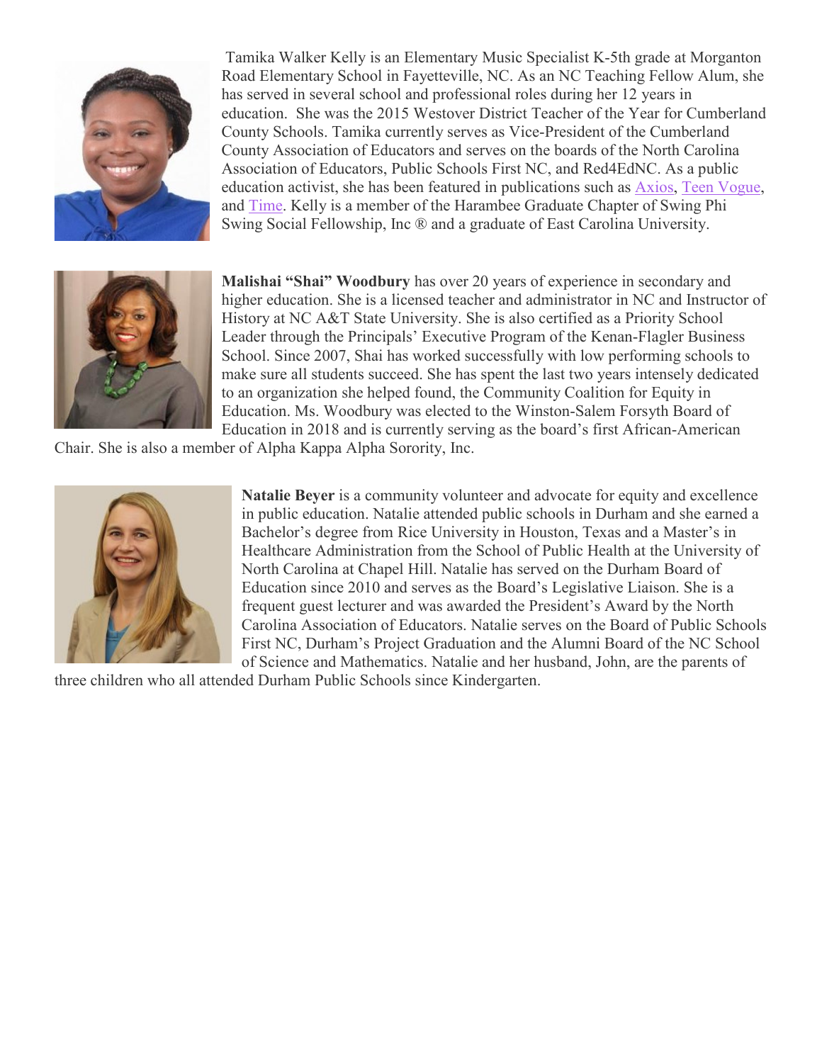Tamika Walker Kelly is an Elementary Music Specialist K-5th grade at Morganton Road Elementary School in Fayetteville, NC. As an NC Teaching Fellow Alum, she has served in several school and professional roles during her 12 years in education. She was the 2015 Westover District Teacher of the Year for Cumberland County Schools. Tamika currently serves as Vice-President of the Cumberland County Association of Educators and serves on the boards of the North Carolina Association of Educators, Public Schools First NC, and Red4EdNC. As a public education activist, she has been featured in publications such as Axios, Teen Vogue, and Time. Kelly is a member of the Harambee Graduate Chapter of Swing Phi Swing Social Fellowship, Inc ® and a graduate of East Carolina University.

**Malishai "Shai" Woodbury** has over 20 years of experience in secondary and higher education. She is a licensed teacher and administrator in NC and Instructor of History at NC A&T State University. She is also certified as a Priority School Leader through the Principals' Executive Program of the Kenan-Flagler Business School. Since 2007, Shai has worked successfully with low performing schools to make sure all students succeed. She has spent the last two years intensely dedicated to an organization she helped found, the Community Coalition for Equity in Education. Ms. Woodbury was elected to the Winston-Salem Forsyth Board of Education in 2018 and is currently serving as the board's first African-American Chair. She is also a member of Alpha Kappa Alpha Sorority, Inc.

**Natalie Beyer** is a community volunteer and advocate for equity and excellence in public education. Natalie attended public schools in Durham and she earned a Bachelor's degree from Rice University in Houston, Texas and a Master's in Healthcare Administration from the School of Public Health at the University of North Carolina at Chapel Hill. Natalie has served on the Durham Board of Education since 2010 and serves as the Board's Legislative Liaison. She is a frequent guest lecturer and was awarded the President's Award by the North Carolina Association of Educators. Natalie serves on the Board of Public Schools First NC, Durham's Project Graduation and the Alumni Board of the NC School of Science and Mathematics. Natalie and her husband, John, are the parents of three children who all attended Durham Public Schools since Kindergarten.